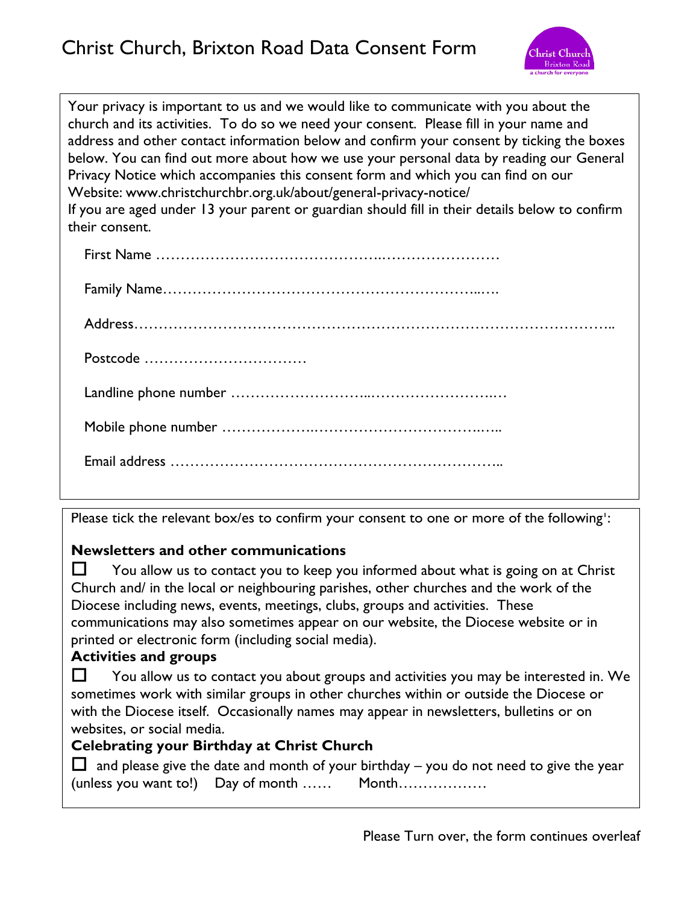# Christ Church, Brixton Road Data Consent Form

Your privacy is important to us and we would like to communicate with you about the church and its activities. To do so we need your consent. Please fill in your name and address and other contact information below and confirm your consent by ticking the boxes below. You can find out more about how we use your personal data by reading our General Privacy Notice which accompanies this consent form and which you can find on our Website: www.christchurchbr.org.uk/about/general-privacy-notice/
If you are aged under 13 your parent or guardian should fill in their details below to confirm their consent.

First Name ……………………………………..……………………

Family Name……………………………………………………...….

Address……………………………………………………………………………………..

Postcode ……………………………

Landline phone number ……………………...……………………..…

Mobile phone number ………………..……………………………..…..

Email address ………………………………………………………..

Please tick the relevant box/es to confirm your consent to one or more of the following[1]:

**Newsletters and other communications**

☐ You allow us to contact you to keep you informed about what is going on at Christ Church and/ in the local or neighbouring parishes, other churches and the work of the Diocese including news, events, meetings, clubs, groups and activities. These communications may also sometimes appear on our website, the Diocese website or in printed or electronic form (including social media).

**Activities and groups**

☐ You allow us to contact you about groups and activities you may be interested in. We sometimes work with similar groups in other churches within or outside the Diocese or with the Diocese itself. Occasionally names may appear in newsletters, bulletins or on websites, or social media.

**Celebrating your Birthday at Christ Church**

☐ and please give the date and month of your birthday – you do not need to give the year (unless you want to!) Day of month …… Month………………

Please Turn over, the form continues overleaf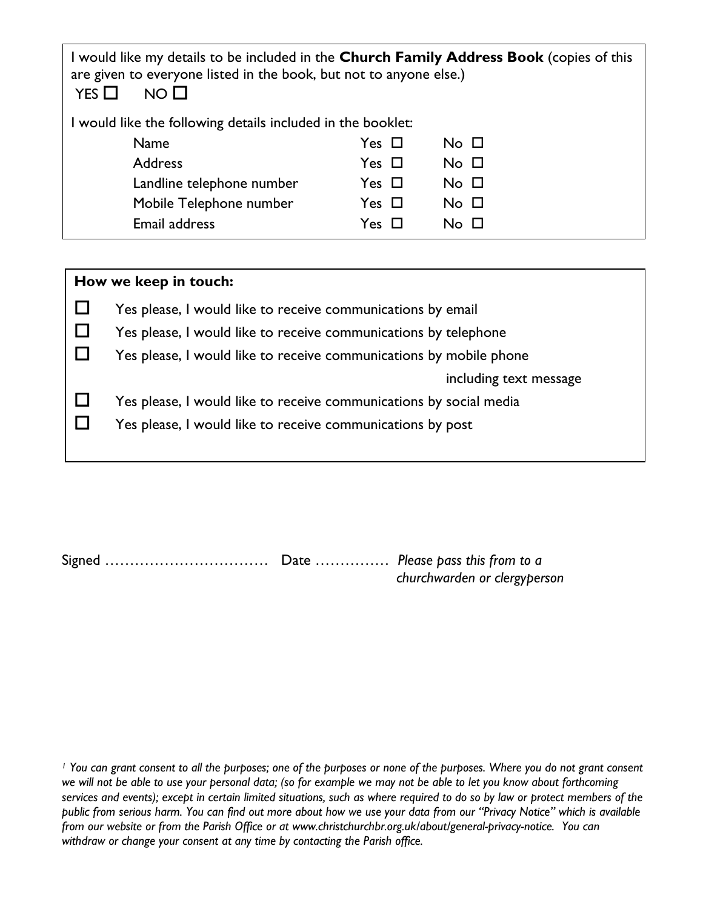I would like my details to be included in the **Church Family Address Book** (copies of this are given to everyone listed in the book, but not to anyone else.)

YES ☐ NO ☐

I would like the following details included in the booklet:

| | | |
|---|---|---|
| Name | Yes ☐ | No ☐ |
| Address | Yes ☐ | No ☐ |
| Landline telephone number | Yes ☐ | No ☐ |
| Mobile Telephone number | Yes ☐ | No ☐ |
| Email address | Yes ☐ | No ☐ |

**How we keep in touch:**

☐ Yes please, I would like to receive communications by email

☐ Yes please, I would like to receive communications by telephone

☐ Yes please, I would like to receive communications by mobile phone including text message

☐ Yes please, I would like to receive communications by social media

☐ Yes please, I would like to receive communications by post

Signed …………………………… Date …………… *Please pass this from to a churchwarden or clergyperson*

[1] *You can grant consent to all the purposes; one of the purposes or none of the purposes. Where you do not grant consent we will not be able to use your personal data; (so for example we may not be able to let you know about forthcoming services and events); except in certain limited situations, such as where required to do so by law or protect members of the public from serious harm. You can find out more about how we use your data from our "Privacy Notice" which is available from our website or from the Parish Office or at www.christchurchbr.org.uk/about/general-privacy-notice. You can withdraw or change your consent at any time by contacting the Parish office.*